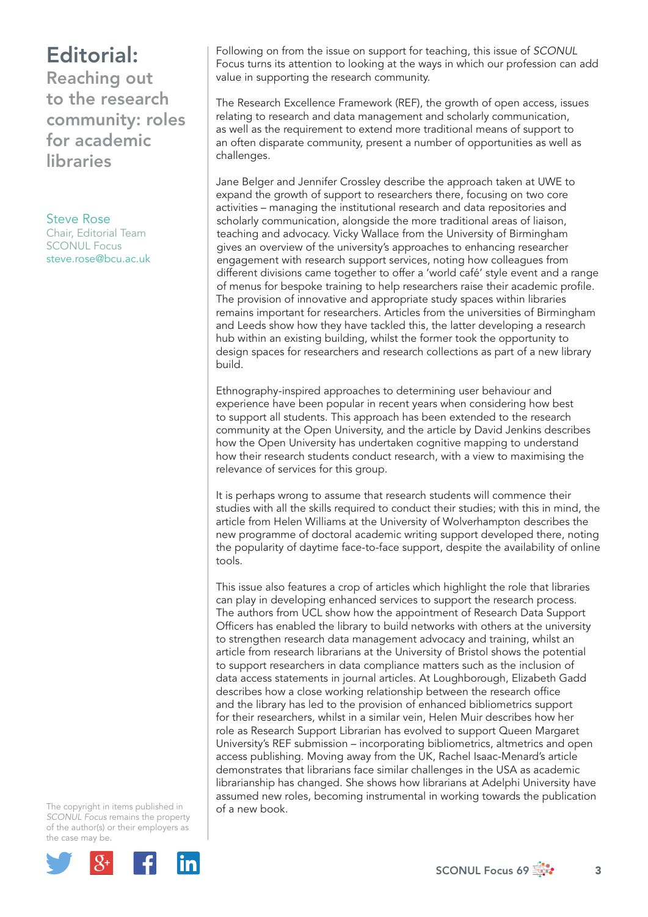# Editorial: Reaching out to the research community: roles for academic libraries

Steve Rose
Chair, Editorial Team
SCONUL Focus
steve.rose@bcu.ac.uk

Following on from the issue on support for teaching, this issue of *SCONUL Focus* turns its attention to looking at the ways in which our profession can add value in supporting the research community.

The Research Excellence Framework (REF), the growth of open access, issues relating to research and data management and scholarly communication, as well as the requirement to extend more traditional means of support to an often disparate community, present a number of opportunities as well as challenges.

Jane Belger and Jennifer Crossley describe the approach taken at UWE to expand the growth of support to researchers there, focusing on two core activities – managing the institutional research and data repositories and scholarly communication, alongside the more traditional areas of liaison, teaching and advocacy. Vicky Wallace from the University of Birmingham gives an overview of the university's approaches to enhancing researcher engagement with research support services, noting how colleagues from different divisions came together to offer a 'world café' style event and a range of menus for bespoke training to help researchers raise their academic profile. The provision of innovative and appropriate study spaces within libraries remains important for researchers. Articles from the universities of Birmingham and Leeds show how they have tackled this, the latter developing a research hub within an existing building, whilst the former took the opportunity to design spaces for researchers and research collections as part of a new library build.

Ethnography-inspired approaches to determining user behaviour and experience have been popular in recent years when considering how best to support all students. This approach has been extended to the research community at the Open University, and the article by David Jenkins describes how the Open University has undertaken cognitive mapping to understand how their research students conduct research, with a view to maximising the relevance of services for this group.

It is perhaps wrong to assume that research students will commence their studies with all the skills required to conduct their studies; with this in mind, the article from Helen Williams at the University of Wolverhampton describes the new programme of doctoral academic writing support developed there, noting the popularity of daytime face-to-face support, despite the availability of online tools.

This issue also features a crop of articles which highlight the role that libraries can play in developing enhanced services to support the research process. The authors from UCL show how the appointment of Research Data Support Officers has enabled the library to build networks with others at the university to strengthen research data management advocacy and training, whilst an article from research librarians at the University of Bristol shows the potential to support researchers in data compliance matters such as the inclusion of data access statements in journal articles. At Loughborough, Elizabeth Gadd describes how a close working relationship between the research office and the library has led to the provision of enhanced bibliometrics support for their researchers, whilst in a similar vein, Helen Muir describes how her role as Research Support Librarian has evolved to support Queen Margaret University's REF submission – incorporating bibliometrics, altmetrics and open access publishing. Moving away from the UK, Rachel Isaac-Menard's article demonstrates that librarians face similar challenges in the USA as academic librarianship has changed. She shows how librarians at Adelphi University have assumed new roles, becoming instrumental in working towards the publication of a new book.

The copyright in items published in *SCONUL Focus* remains the property of the author(s) or their employers as the case may be.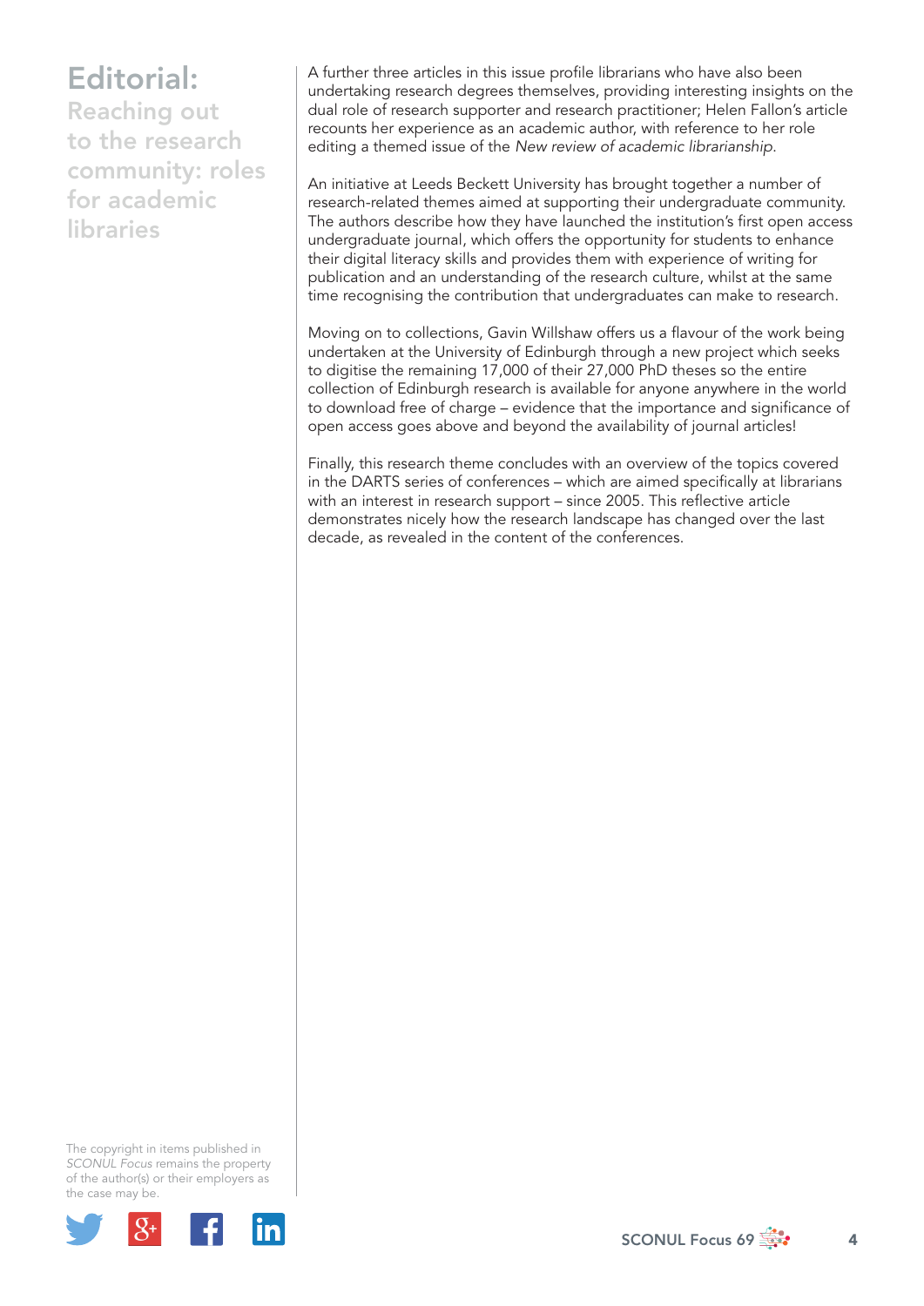# Editorial:

## Reaching out to the research community: roles for academic libraries

A further three articles in this issue profile librarians who have also been undertaking research degrees themselves, providing interesting insights on the dual role of research supporter and research practitioner; Helen Fallon's article recounts her experience as an academic author, with reference to her role editing a themed issue of the *New review of academic librarianship.*

An initiative at Leeds Beckett University has brought together a number of research-related themes aimed at supporting their undergraduate community. The authors describe how they have launched the institution's first open access undergraduate journal, which offers the opportunity for students to enhance their digital literacy skills and provides them with experience of writing for publication and an understanding of the research culture, whilst at the same time recognising the contribution that undergraduates can make to research.

Moving on to collections, Gavin Willshaw offers us a flavour of the work being undertaken at the University of Edinburgh through a new project which seeks to digitise the remaining 17,000 of their 27,000 PhD theses so the entire collection of Edinburgh research is available for anyone anywhere in the world to download free of charge – evidence that the importance and significance of open access goes above and beyond the availability of journal articles!

Finally, this research theme concludes with an overview of the topics covered in the DARTS series of conferences – which are aimed specifically at librarians with an interest in research support – since 2005. This reflective article demonstrates nicely how the research landscape has changed over the last decade, as revealed in the content of the conferences.

The copyright in items published in *SCONUL Focus* remains the property of the author(s) or their employers as the case may be.